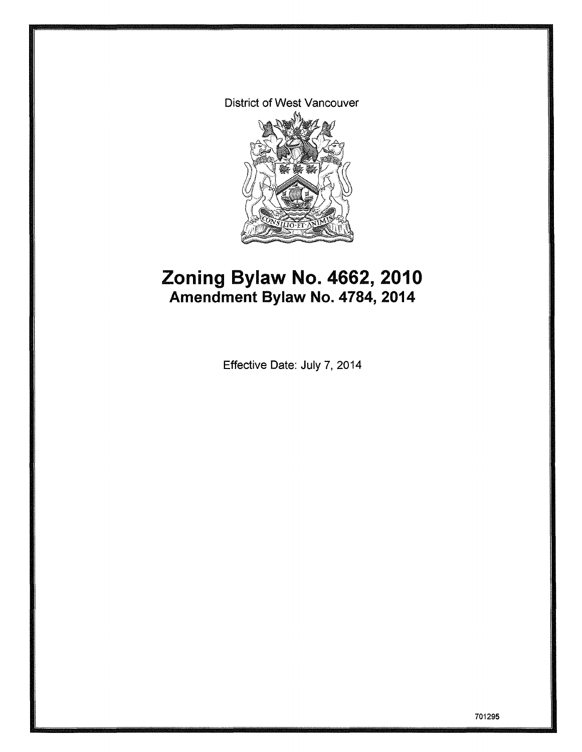District of West Vancouver

# Zoning Bylaw No. 4662, 2010
## Amendment Bylaw No. 4784, 2014

Effective Date: July 7, 2014

701295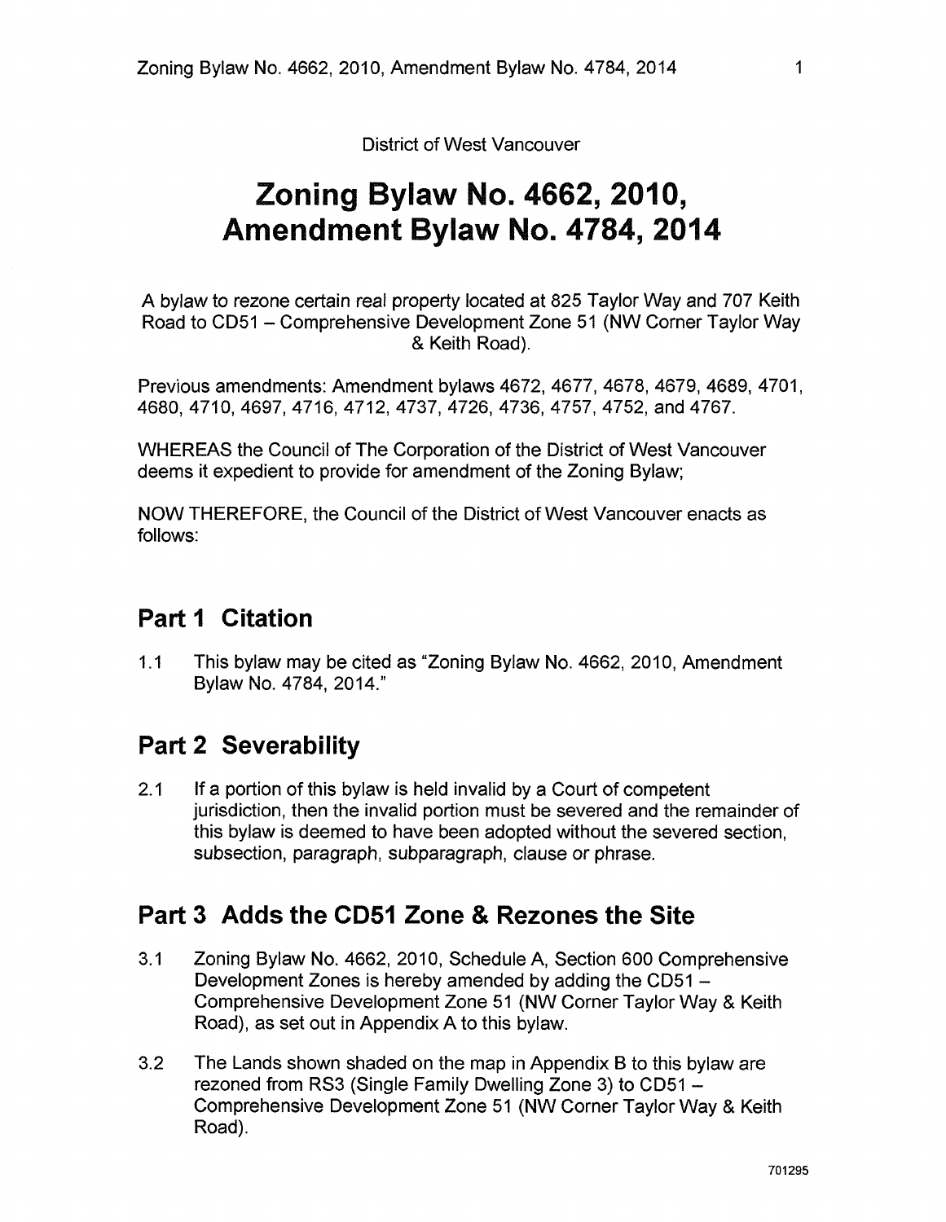District of West Vancouver

# Zoning Bylaw No. 4662, 2010, Amendment Bylaw No. 4784, 2014

A bylaw to rezone certain real property located at 825 Taylor Way and 707 Keith Road to CD51 – Comprehensive Development Zone 51 (NW Corner Taylor Way & Keith Road).

Previous amendments: Amendment bylaws 4672, 4677, 4678, 4679, 4689, 4701, 4680, 4710, 4697, 4716, 4712, 4737, 4726, 4736, 4757, 4752, and 4767.

WHEREAS the Council of The Corporation of the District of West Vancouver deems it expedient to provide for amendment of the Zoning Bylaw;

NOW THEREFORE, the Council of the District of West Vancouver enacts as follows:

## Part 1 Citation

1.1 This bylaw may be cited as "Zoning Bylaw No. 4662, 2010, Amendment Bylaw No. 4784, 2014."

## Part 2 Severability

2.1 If a portion of this bylaw is held invalid by a Court of competent jurisdiction, then the invalid portion must be severed and the remainder of this bylaw is deemed to have been adopted without the severed section, subsection, paragraph, subparagraph, clause or phrase.

## Part 3 Adds the CD51 Zone & Rezones the Site

3.1 Zoning Bylaw No. 4662, 2010, Schedule A, Section 600 Comprehensive Development Zones is hereby amended by adding the CD51 – Comprehensive Development Zone 51 (NW Corner Taylor Way & Keith Road), as set out in Appendix A to this bylaw.

3.2 The Lands shown shaded on the map in Appendix B to this bylaw are rezoned from RS3 (Single Family Dwelling Zone 3) to CD51 – Comprehensive Development Zone 51 (NW Corner Taylor Way & Keith Road).

701295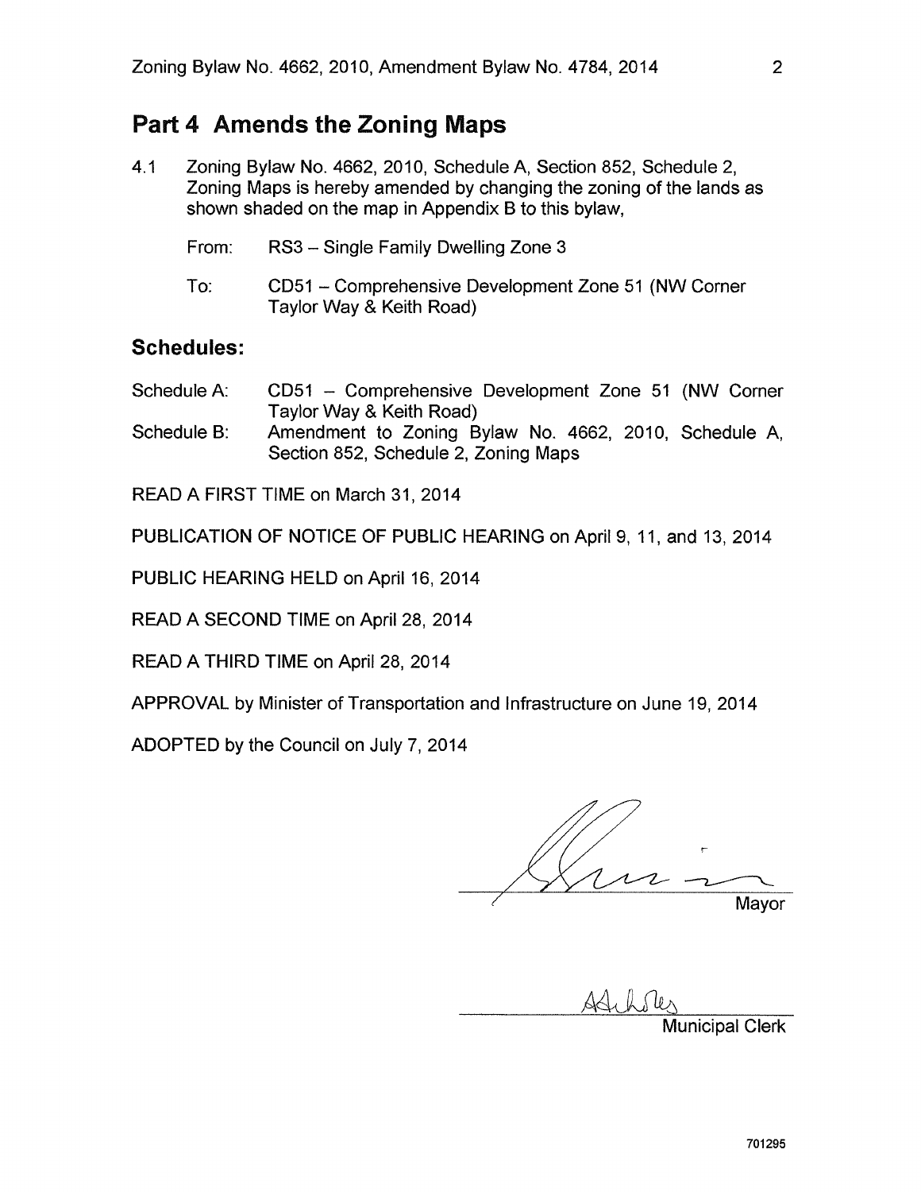## Part 4 Amends the Zoning Maps

4.1 Zoning Bylaw No. 4662, 2010, Schedule A, Section 852, Schedule 2, Zoning Maps is hereby amended by changing the zoning of the lands as shown shaded on the map in Appendix B to this bylaw,

From: RS3 – Single Family Dwelling Zone 3

To: CD51 – Comprehensive Development Zone 51 (NW Corner Taylor Way & Keith Road)

### Schedules:

Schedule A: CD51 – Comprehensive Development Zone 51 (NW Corner Taylor Way & Keith Road)

Schedule B: Amendment to Zoning Bylaw No. 4662, 2010, Schedule A, Section 852, Schedule 2, Zoning Maps

READ A FIRST TIME on March 31, 2014

PUBLICATION OF NOTICE OF PUBLIC HEARING on April 9, 11, and 13, 2014

PUBLIC HEARING HELD on April 16, 2014

READ A SECOND TIME on April 28, 2014

READ A THIRD TIME on April 28, 2014

APPROVAL by Minister of Transportation and Infrastructure on June 19, 2014

ADOPTED by the Council on July 7, 2014

Mayor

Municipal Clerk

701295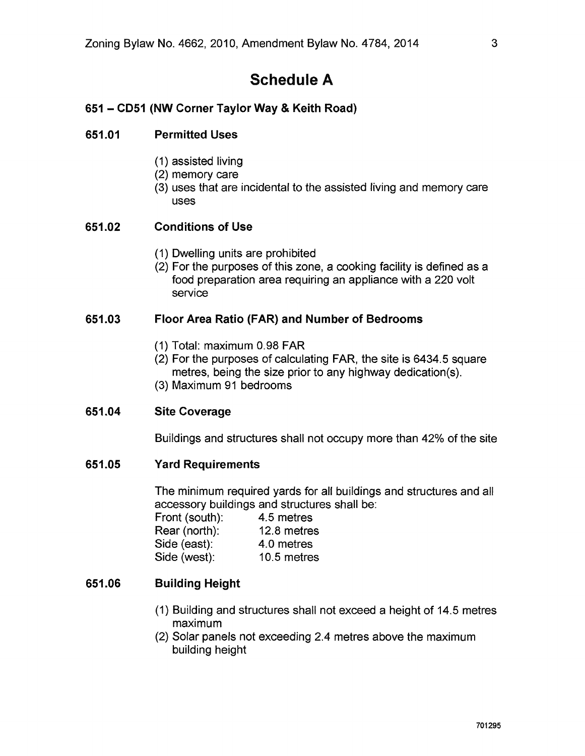# Schedule A

## 651 – CD51 (NW Corner Taylor Way & Keith Road)

### 651.01 Permitted Uses

(1) assisted living
(2) memory care
(3) uses that are incidental to the assisted living and memory care uses

### 651.02 Conditions of Use

(1) Dwelling units are prohibited
(2) For the purposes of this zone, a cooking facility is defined as a food preparation area requiring an appliance with a 220 volt service

### 651.03 Floor Area Ratio (FAR) and Number of Bedrooms

(1) Total: maximum 0.98 FAR
(2) For the purposes of calculating FAR, the site is 6434.5 square metres, being the size prior to any highway dedication(s).
(3) Maximum 91 bedrooms

### 651.04 Site Coverage

Buildings and structures shall not occupy more than 42% of the site

### 651.05 Yard Requirements

The minimum required yards for all buildings and structures and all accessory buildings and structures shall be:

| | |
|---|---|
| Front (south): | 4.5 metres |
| Rear (north): | 12.8 metres |
| Side (east): | 4.0 metres |
| Side (west): | 10.5 metres |

### 651.06 Building Height

(1) Building and structures shall not exceed a height of 14.5 metres maximum
(2) Solar panels not exceeding 2.4 metres above the maximum building height

701295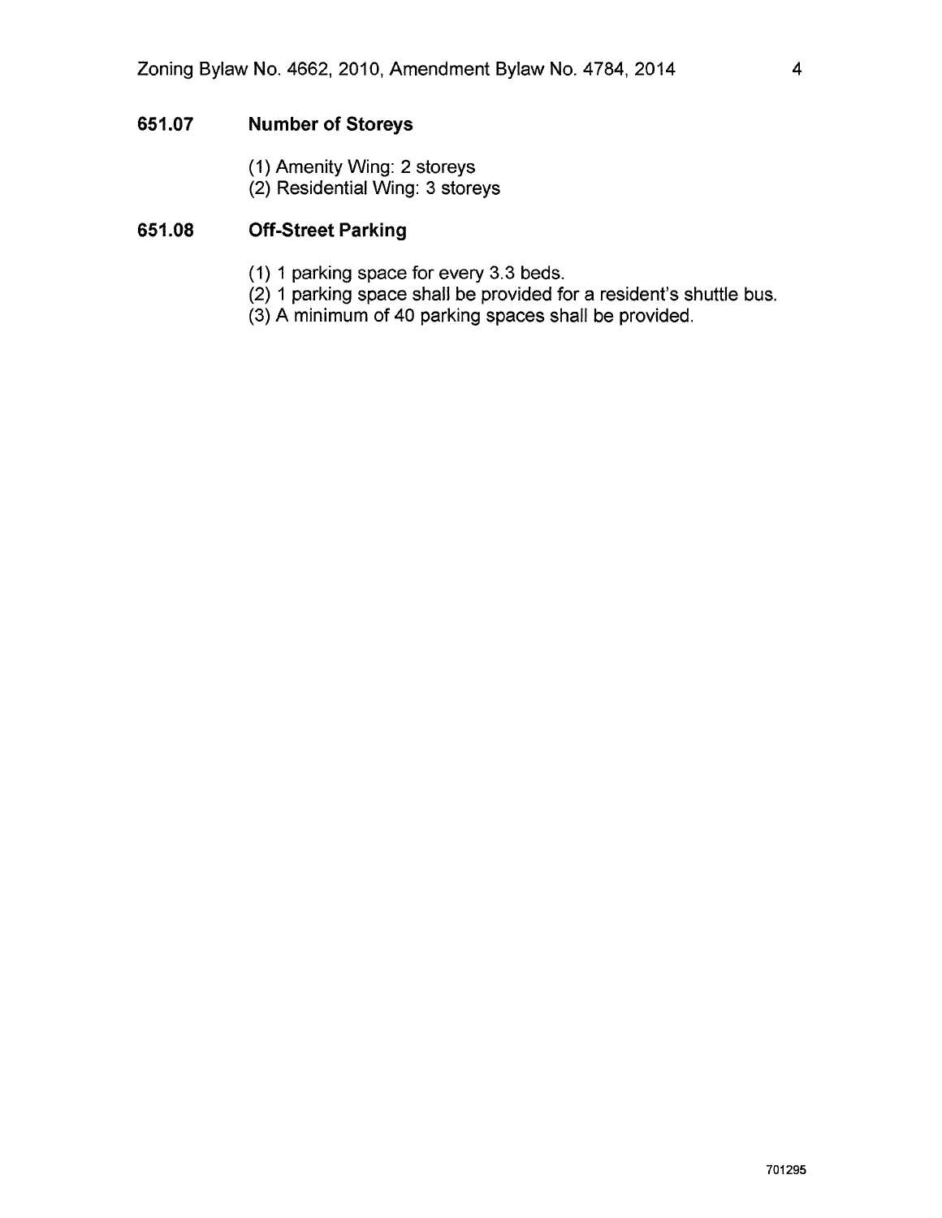### 651.07 Number of Storeys

(1) Amenity Wing: 2 storeys
(2) Residential Wing: 3 storeys

### 651.08 Off-Street Parking

(1) 1 parking space for every 3.3 beds.
(2) 1 parking space shall be provided for a resident's shuttle bus.
(3) A minimum of 40 parking spaces shall be provided.

701295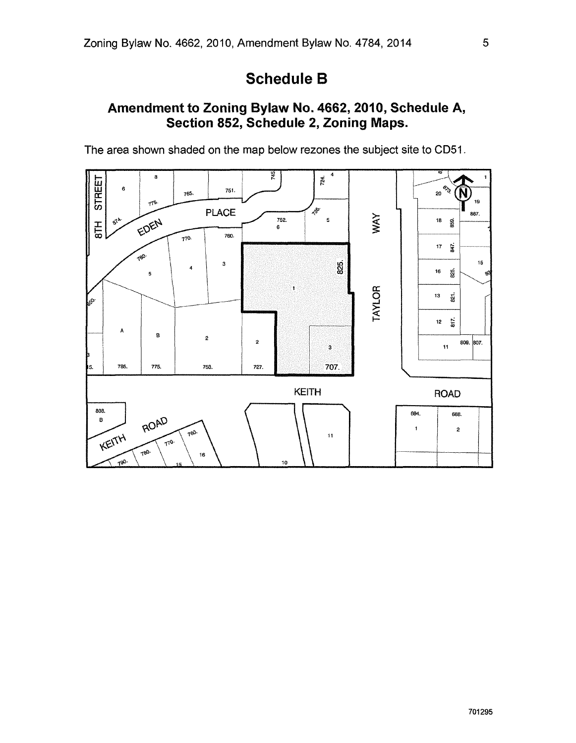# Schedule B

## Amendment to Zoning Bylaw No. 4662, 2010, Schedule A, Section 852, Schedule 2, Zoning Maps.

The area shown shaded on the map below rezones the subject site to CD51.

8TH STREET

EDEN PLACE

TAYLOR WAY

KEITH ROAD

KEITH ROAD

825.

707.

701295